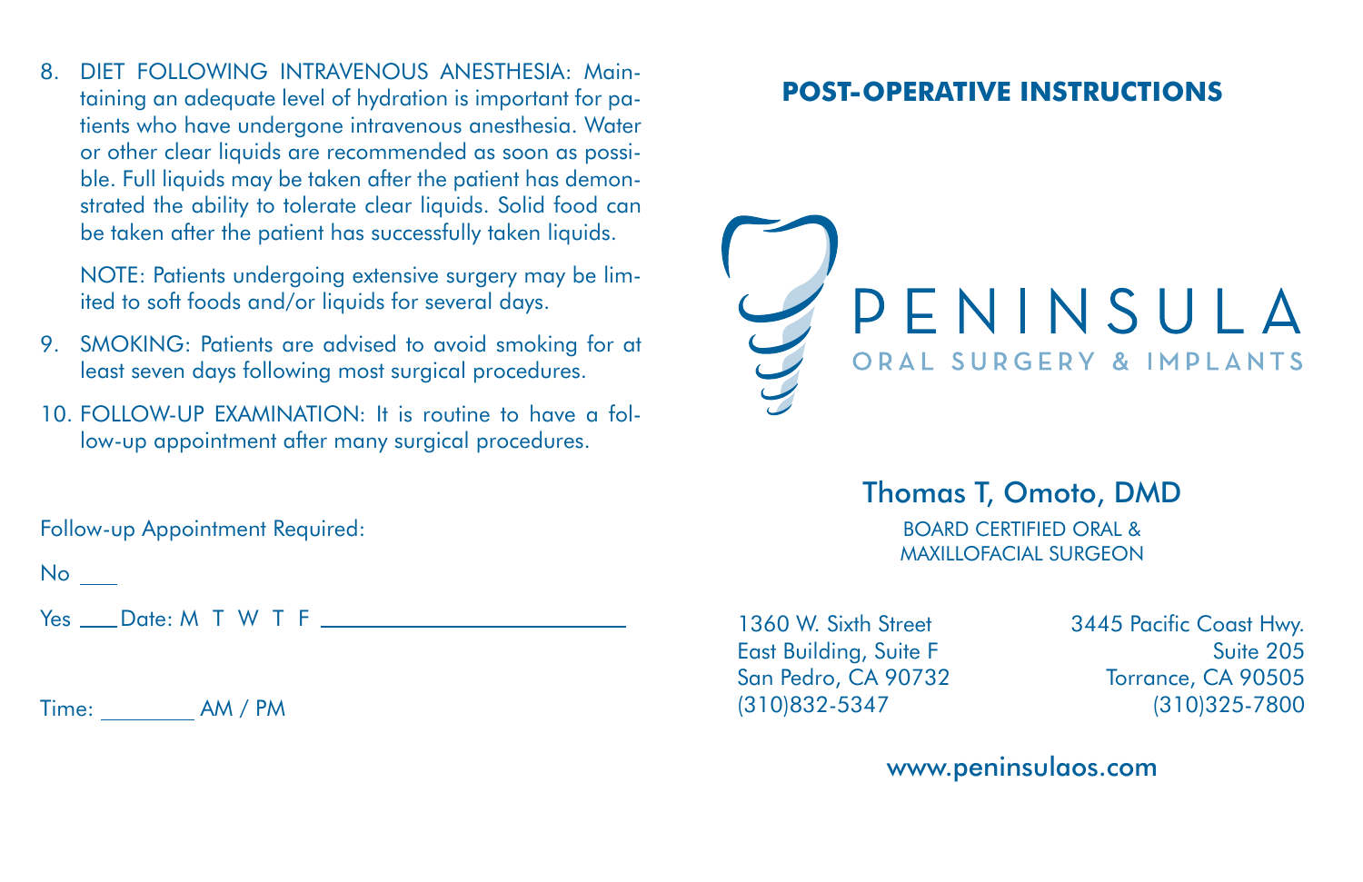8. DIET FOLLOWING INTRAVENOUS ANESTHESIA: Maintaining an adequate level of hydration is important for patients who have undergone intravenous anesthesia. Water or other clear liquids are recommended as soon as possible. Full liquids may be taken after the patient has demonstrated the ability to tolerate clear liquids. Solid food can be taken after the patient has successfully taken liquids.

   NOTE: Patients undergoing extensive surgery may be limited to soft foods and/or liquids for several days.

9. SMOKING: Patients are advised to avoid smoking for at least seven days following most surgical procedures.

10. FOLLOW-UP EXAMINATION: It is routine to have a follow-up appointment after many surgical procedures.

Follow-up Appointment Required:

No ___

Yes ___ Date: M T W T F ______________________

Time: ________ AM / PM

# POST-OPERATIVE INSTRUCTIONS

PENINSULA
ORAL SURGERY & IMPLANTS

## Thomas T, Omoto, DMD

BOARD CERTIFIED ORAL & MAXILLOFACIAL SURGEON

1360 W. Sixth Street
East Building, Suite F
San Pedro, CA 90732
(310)832-5347

3445 Pacific Coast Hwy.
Suite 205
Torrance, CA 90505
(310)325-7800

www.peninsulaos.com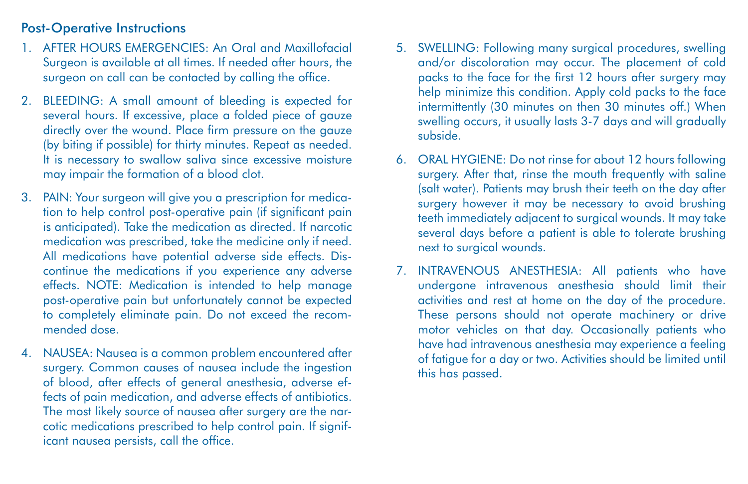## Post-Operative Instructions

1. AFTER HOURS EMERGENCIES: An Oral and Maxillofacial Surgeon is available at all times. If needed after hours, the surgeon on call can be contacted by calling the office.

2. BLEEDING: A small amount of bleeding is expected for several hours. If excessive, place a folded piece of gauze directly over the wound. Place firm pressure on the gauze (by biting if possible) for thirty minutes. Repeat as needed. It is necessary to swallow saliva since excessive moisture may impair the formation of a blood clot.

3. PAIN: Your surgeon will give you a prescription for medication to help control post-operative pain (if significant pain is anticipated). Take the medication as directed. If narcotic medication was prescribed, take the medicine only if need. All medications have potential adverse side effects. Discontinue the medications if you experience any adverse effects. NOTE: Medication is intended to help manage post-operative pain but unfortunately cannot be expected to completely eliminate pain. Do not exceed the recommended dose.

4. NAUSEA: Nausea is a common problem encountered after surgery. Common causes of nausea include the ingestion of blood, after effects of general anesthesia, adverse effects of pain medication, and adverse effects of antibiotics. The most likely source of nausea after surgery are the narcotic medications prescribed to help control pain. If significant nausea persists, call the office.

5. SWELLING: Following many surgical procedures, swelling and/or discoloration may occur. The placement of cold packs to the face for the first 12 hours after surgery may help minimize this condition. Apply cold packs to the face intermittently (30 minutes on then 30 minutes off.) When swelling occurs, it usually lasts 3-7 days and will gradually subside.

6. ORAL HYGIENE: Do not rinse for about 12 hours following surgery. After that, rinse the mouth frequently with saline (salt water). Patients may brush their teeth on the day after surgery however it may be necessary to avoid brushing teeth immediately adjacent to surgical wounds. It may take several days before a patient is able to tolerate brushing next to surgical wounds.

7. INTRAVENOUS ANESTHESIA: All patients who have undergone intravenous anesthesia should limit their activities and rest at home on the day of the procedure. These persons should not operate machinery or drive motor vehicles on that day. Occasionally patients who have had intravenous anesthesia may experience a feeling of fatigue for a day or two. Activities should be limited until this has passed.